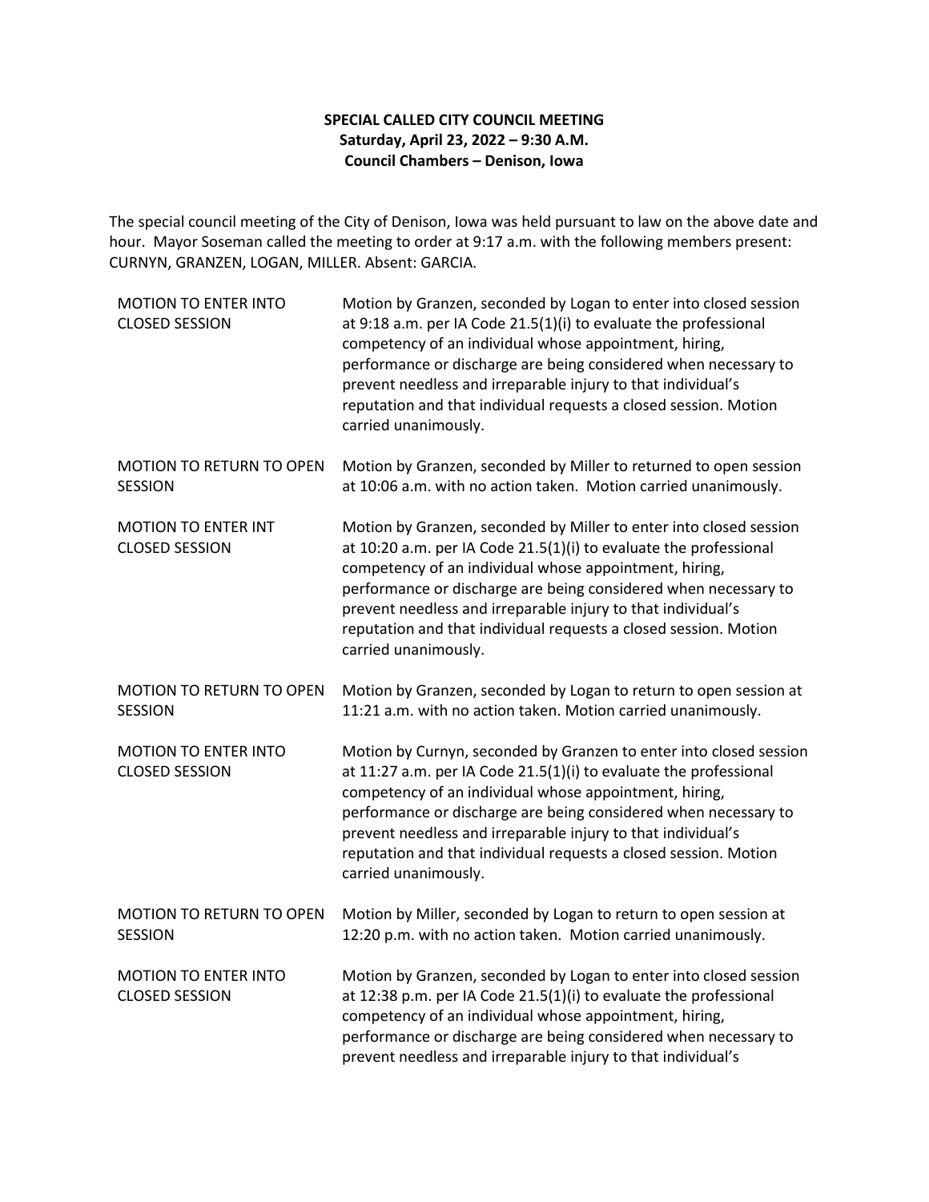**SPECIAL CALLED CITY COUNCIL MEETING**
**Saturday, April 23, 2022 – 9:30 A.M.**
**Council Chambers – Denison, Iowa**

The special council meeting of the City of Denison, Iowa was held pursuant to law on the above date and hour. Mayor Soseman called the meeting to order at 9:17 a.m. with the following members present: CURNYN, GRANZEN, LOGAN, MILLER. Absent: GARCIA.

| | |
|---|---|
| MOTION TO ENTER INTO CLOSED SESSION | Motion by Granzen, seconded by Logan to enter into closed session at 9:18 a.m. per IA Code 21.5(1)(i) to evaluate the professional competency of an individual whose appointment, hiring, performance or discharge are being considered when necessary to prevent needless and irreparable injury to that individual's reputation and that individual requests a closed session. Motion carried unanimously. |
| MOTION TO RETURN TO OPEN SESSION | Motion by Granzen, seconded by Miller to returned to open session at 10:06 a.m. with no action taken. Motion carried unanimously. |
| MOTION TO ENTER INT CLOSED SESSION | Motion by Granzen, seconded by Miller to enter into closed session at 10:20 a.m. per IA Code 21.5(1)(i) to evaluate the professional competency of an individual whose appointment, hiring, performance or discharge are being considered when necessary to prevent needless and irreparable injury to that individual's reputation and that individual requests a closed session. Motion carried unanimously. |
| MOTION TO RETURN TO OPEN SESSION | Motion by Granzen, seconded by Logan to return to open session at 11:21 a.m. with no action taken. Motion carried unanimously. |
| MOTION TO ENTER INTO CLOSED SESSION | Motion by Curnyn, seconded by Granzen to enter into closed session at 11:27 a.m. per IA Code 21.5(1)(i) to evaluate the professional competency of an individual whose appointment, hiring, performance or discharge are being considered when necessary to prevent needless and irreparable injury to that individual's reputation and that individual requests a closed session. Motion carried unanimously. |
| MOTION TO RETURN TO OPEN SESSION | Motion by Miller, seconded by Logan to return to open session at 12:20 p.m. with no action taken. Motion carried unanimously. |
| MOTION TO ENTER INTO CLOSED SESSION | Motion by Granzen, seconded by Logan to enter into closed session at 12:38 p.m. per IA Code 21.5(1)(i) to evaluate the professional competency of an individual whose appointment, hiring, performance or discharge are being considered when necessary to prevent needless and irreparable injury to that individual's |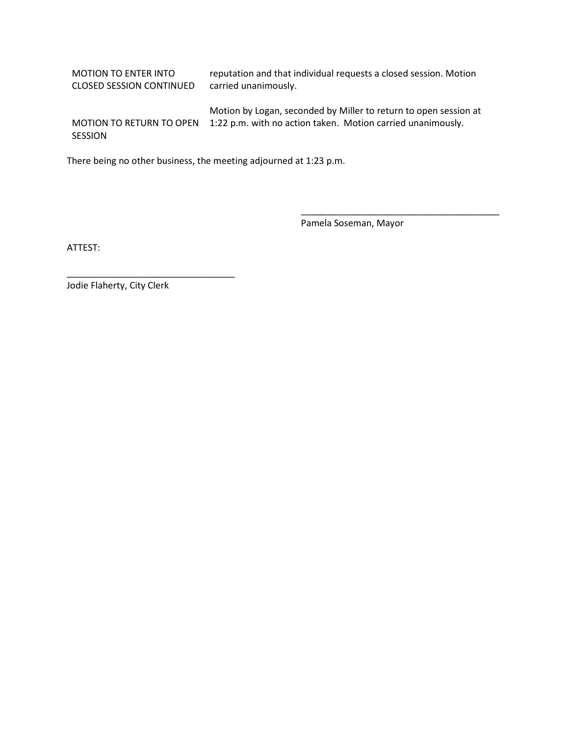| | |
|---|---|
| MOTION TO ENTER INTO CLOSED SESSION CONTINUED | reputation and that individual requests a closed session. Motion carried unanimously. |
| MOTION TO RETURN TO OPEN SESSION | Motion by Logan, seconded by Miller to return to open session at 1:22 p.m. with no action taken. Motion carried unanimously. |

There being no other business, the meeting adjourned at 1:23 p.m.

\_\_\_\_\_\_\_\_\_\_\_\_\_\_\_\_\_\_\_\_\_\_\_\_\_\_\_\_\_\_\_\_\_\_\_\_\_\_\_\_

Pamela Soseman, Mayor

ATTEST:

\_\_\_\_\_\_\_\_\_\_\_\_\_\_\_\_\_\_\_\_\_\_\_\_\_\_\_\_\_\_\_\_\_\_\_

Jodie Flaherty, City Clerk